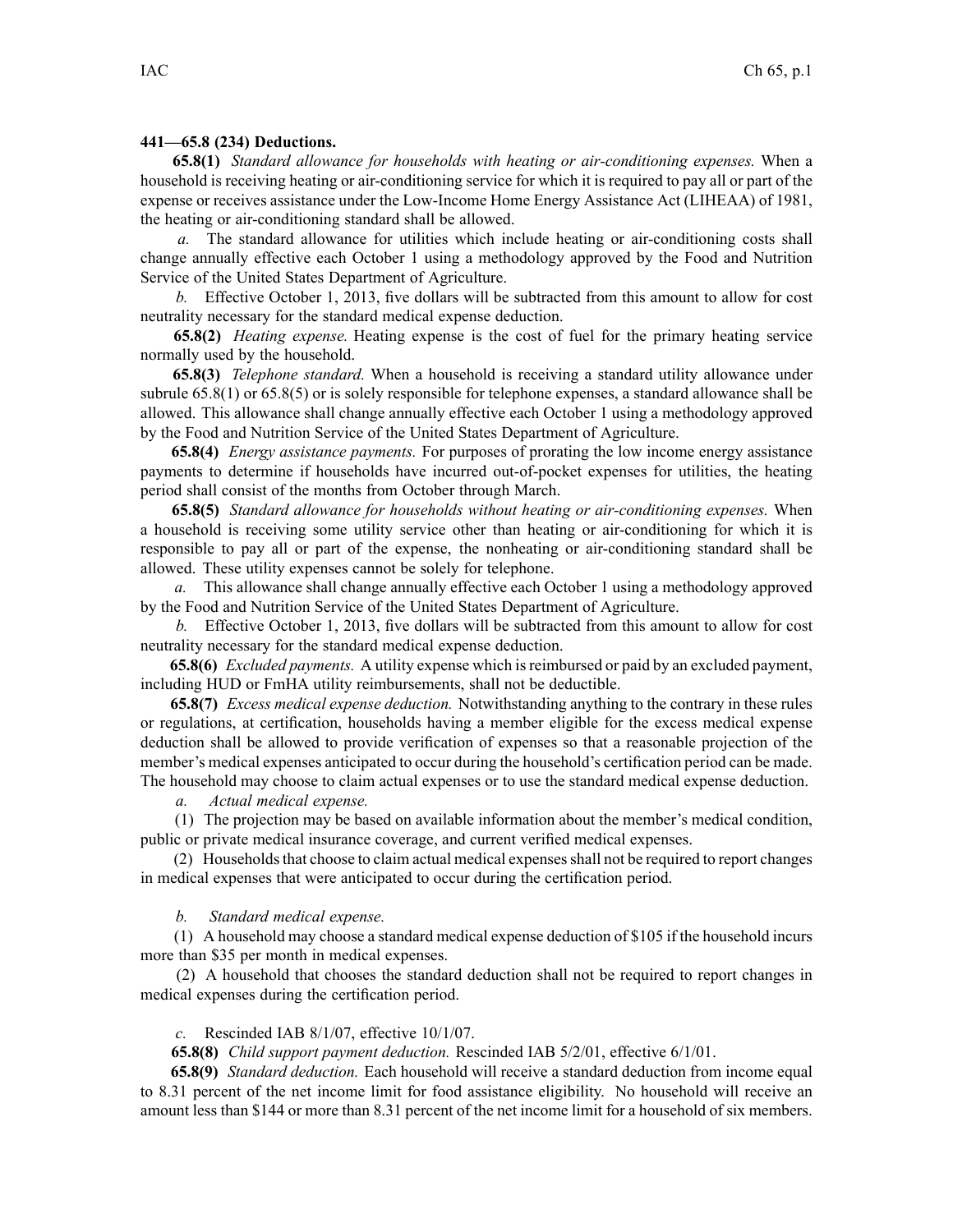**441—65.8 (234) Deductions.**

**65.8(1)** *Standard allowance for households with heating or air-conditioning expenses.* When a household is receiving heating or air-conditioning service for which it is required to pay all or part of the expense or receives assistance under the Low-Income Home Energy Assistance Act (LIHEAA) of 1981, the heating or air-conditioning standard shall be allowed.

*a.* The standard allowance for utilities which include heating or air-conditioning costs shall change annually effective each October 1 using a methodology approved by the Food and Nutrition Service of the United States Department of Agriculture.

*b.* Effective October 1, 2013, five dollars will be subtracted from this amount to allow for cost neutrality necessary for the standard medical expense deduction.

**65.8(2)** *Heating expense.* Heating expense is the cost of fuel for the primary heating service normally used by the household.

**65.8(3)** *Telephone standard.* When a household is receiving a standard utility allowance under subrule 65.8(1) or 65.8(5) or is solely responsible for telephone expenses, a standard allowance shall be allowed. This allowance shall change annually effective each October 1 using a methodology approved by the Food and Nutrition Service of the United States Department of Agriculture.

**65.8(4)** *Energy assistance payments.* For purposes of prorating the low income energy assistance payments to determine if households have incurred out-of-pocket expenses for utilities, the heating period shall consist of the months from October through March.

**65.8(5)** *Standard allowance for households without heating or air-conditioning expenses.* When a household is receiving some utility service other than heating or air-conditioning for which it is responsible to pay all or part of the expense, the nonheating or air-conditioning standard shall be allowed. These utility expenses cannot be solely for telephone.

*a.* This allowance shall change annually effective each October 1 using a methodology approved by the Food and Nutrition Service of the United States Department of Agriculture.

*b.* Effective October 1, 2013, five dollars will be subtracted from this amount to allow for cost neutrality necessary for the standard medical expense deduction.

**65.8(6)** *Excluded payments.* A utility expense which is reimbursed or paid by an excluded payment, including HUD or FmHA utility reimbursements, shall not be deductible.

**65.8(7)** *Excess medical expense deduction.* Notwithstanding anything to the contrary in these rules or regulations, at certification, households having a member eligible for the excess medical expense deduction shall be allowed to provide verification of expenses so that a reasonable projection of the member's medical expenses anticipated to occur during the household's certification period can be made. The household may choose to claim actual expenses or to use the standard medical expense deduction.

*a.* *Actual medical expense.*

(1) The projection may be based on available information about the member's medical condition, public or private medical insurance coverage, and current verified medical expenses.

(2) Households that choose to claim actual medical expenses shall not be required to report changes in medical expenses that were anticipated to occur during the certification period.

*b.* *Standard medical expense.*

(1) A household may choose a standard medical expense deduction of $105 if the household incurs more than $35 per month in medical expenses.

(2) A household that chooses the standard deduction shall not be required to report changes in medical expenses during the certification period.

*c.* Rescinded IAB 8/1/07, effective 10/1/07.

**65.8(8)** *Child support payment deduction.* Rescinded IAB 5/2/01, effective 6/1/01.

**65.8(9)** *Standard deduction.* Each household will receive a standard deduction from income equal to 8.31 percent of the net income limit for food assistance eligibility. No household will receive an amount less than $144 or more than 8.31 percent of the net income limit for a household of six members.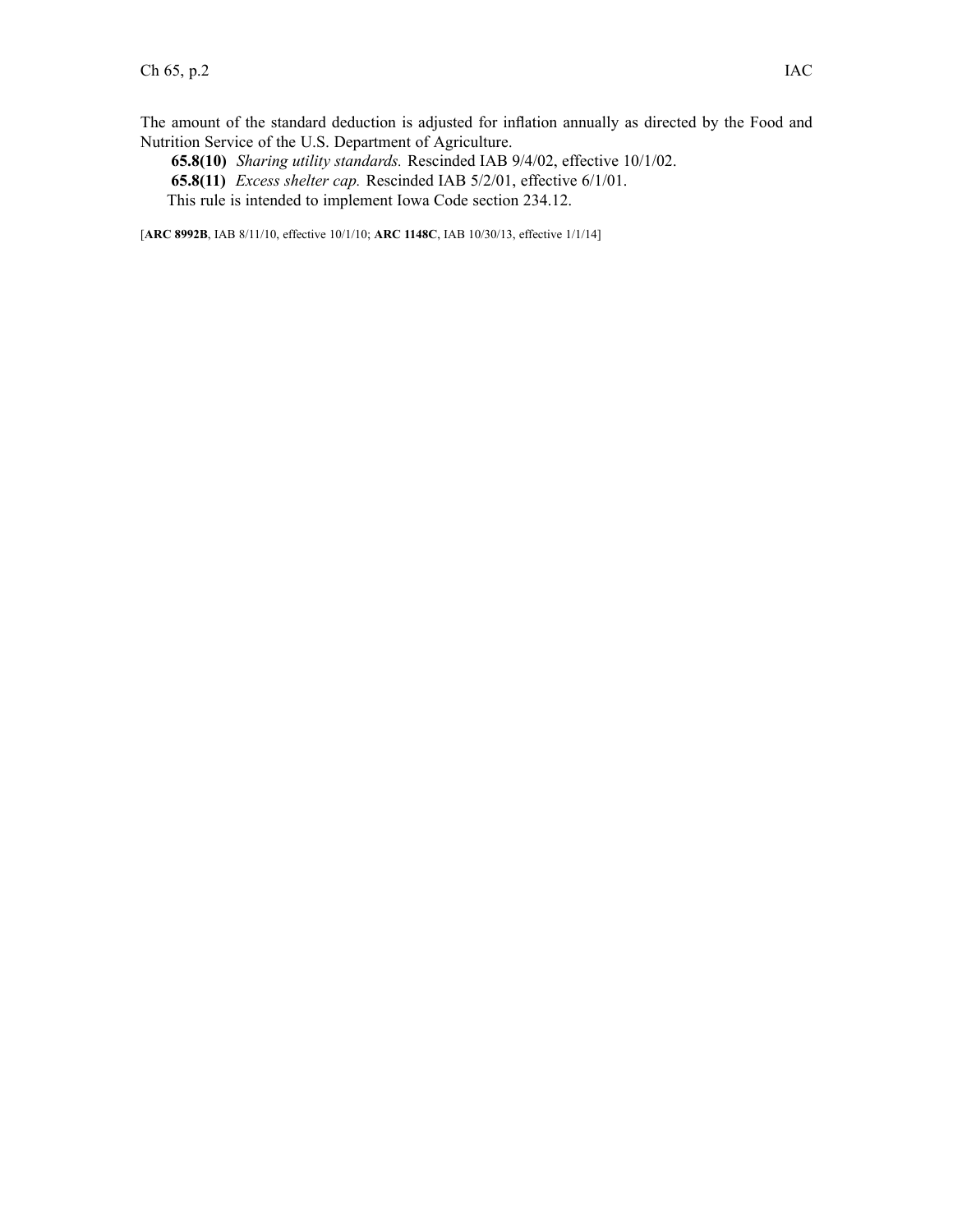The amount of the standard deduction is adjusted for inflation annually as directed by the Food and Nutrition Service of the U.S. Department of Agriculture.

**65.8(10)** *Sharing utility standards.* Rescinded IAB 9/4/02, effective 10/1/02.

**65.8(11)** *Excess shelter cap.* Rescinded IAB 5/2/01, effective 6/1/01.

This rule is intended to implement Iowa Code section 234.12.

[**ARC 8992B**, IAB 8/11/10, effective 10/1/10; **ARC 1148C**, IAB 10/30/13, effective 1/1/14]